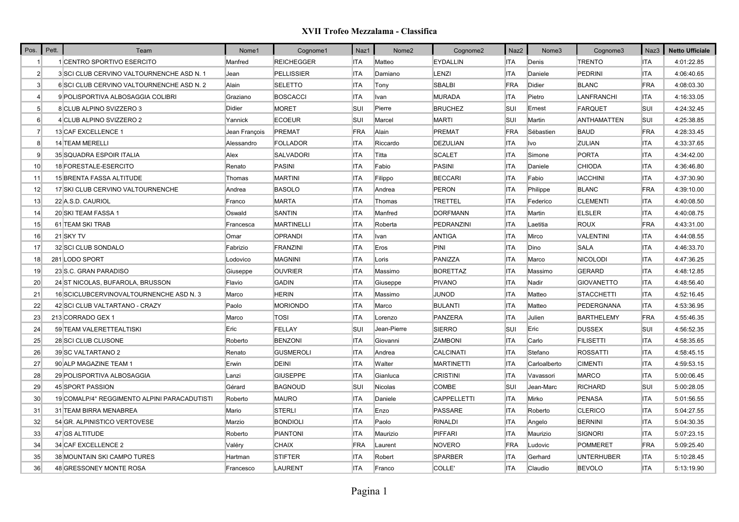# XVII Trofeo Mezzalama - Classifica

| Pos. | Pett. | Team | Nome1 | Cognome1 | Naz1 | Nome2 | Cognome2 | Naz2 | Nome3 | Cognome3 | Naz3 | Netto Ufficiale |
|---|---|---|---|---|---|---|---|---|---|---|---|---|
| 1 | 1 | CENTRO SPORTIVO ESERCITO | Manfred | REICHEGGER | ITA | Matteo | EYDALLIN | ITA | Denis | TRENTO | ITA | 4:01:22.85 |
| 2 | 3 | SCI CLUB CERVINO VALTOURNENCHE ASD N. 1 | Jean | PELLISSIER | ITA | Damiano | LENZI | ITA | Daniele | PEDRINI | ITA | 4:06:40.65 |
| 3 | 6 | SCI CLUB CERVINO VALTOURNENCHE ASD N. 2 | Alain | SELETTO | ITA | Tony | SBALBI | FRA | Didier | BLANC | FRA | 4:08:03.30 |
| 4 | 9 | POLISPORTIVA ALBOSAGGIA COLIBRI | Graziano | BOSCACCI | ITA | Ivan | MURADA | ITA | Pietro | LANFRANCHI | ITA | 4:16:33.05 |
| 5 | 8 | CLUB ALPINO SVIZZERO 3 | Didier | MORET | SUI | Pierre | BRUCHEZ | SUI | Ernest | FARQUET | SUI | 4:24:32.45 |
| 6 | 4 | CLUB ALPINO SVIZZERO 2 | Yannick | ECOEUR | SUI | Marcel | MARTI | SUI | Martin | ANTHAMATTEN | SUI | 4:25:38.85 |
| 7 | 13 | CAF EXCELLENCE 1 | Jean François | PREMAT | FRA | Alain | PREMAT | FRA | Sébastien | BAUD | FRA | 4:28:33.45 |
| 8 | 14 | TEAM MERELLI | Alessandro | FOLLADOR | ITA | Riccardo | DEZULIAN | ITA | Ivo | ZULIAN | ITA | 4:33:37.65 |
| 9 | 35 | SQUADRA ESPOIR ITALIA | Alex | SALVADORI | ITA | Titta | SCALET | ITA | Simone | PORTA | ITA | 4:34:42.00 |
| 10 | 18 | FORESTALE-ESERCITO | Renato | PASINI | ITA | Fabio | PASINI | ITA | Daniele | CHIODA | ITA | 4:36:46.80 |
| 11 | 15 | BRENTA FASSA ALTITUDE | Thomas | MARTINI | ITA | Filippo | BECCARI | ITA | Fabio | IACCHINI | ITA | 4:37:30.90 |
| 12 | 17 | SKI CLUB CERVINO VALTOURNENCHE | Andrea | BASOLO | ITA | Andrea | PERON | ITA | Philippe | BLANC | FRA | 4:39:10.00 |
| 13 | 22 | A.S.D. CAURIOL | Franco | MARTA | ITA | Thomas | TRETTEL | ITA | Federico | CLEMENTI | ITA | 4:40:08.50 |
| 14 | 20 | SKI TEAM FASSA 1 | Oswald | SANTIN | ITA | Manfred | DORFMANN | ITA | Martin | ELSLER | ITA | 4:40:08.75 |
| 15 | 61 | TEAM SKI TRAB | Francesca | MARTINELLI | ITA | Roberta | PEDRANZINI | ITA | Laetitia | ROUX | FRA | 4:43:31.00 |
| 16 | 21 | SKY TV | Omar | OPRANDI | ITA | Ivan | ANTIGA | ITA | Mirco | VALENTINI | ITA | 4:44:08.55 |
| 17 | 32 | SCI CLUB SONDALO | Fabrizio | FRANZINI | ITA | Eros | PINI | ITA | Dino | SALA | ITA | 4:46:33.70 |
| 18 | 281 | LODO SPORT | Lodovico | MAGNINI | ITA | Loris | PANIZZA | ITA | Marco | NICOLODI | ITA | 4:47:36.25 |
| 19 | 23 | S.C. GRAN PARADISO | Giuseppe | OUVRIER | ITA | Massimo | BORETTAZ | ITA | Massimo | GERARD | ITA | 4:48:12.85 |
| 20 | 24 | ST NICOLAS, BUFAROLA, BRUSSON | Flavio | GADIN | ITA | Giuseppe | PIVANO | ITA | Nadir | GIOVANETTO | ITA | 4:48:56.40 |
| 21 | 16 | SCICLUBCERVINOVALTOURNENCHE ASD N. 3 | Marco | HERIN | ITA | Massimo | JUNOD | ITA | Matteo | STACCHETTI | ITA | 4:52:16.45 |
| 22 | 42 | SCI CLUB VALTARTANO - CRAZY | Paolo | MORIONDO | ITA | Marco | BULANTI | ITA | Matteo | PEDERGNANA | ITA | 4:53:36.95 |
| 23 | 213 | CORRADO GEX 1 | Marco | TOSI | ITA | Lorenzo | PANZERA | ITA | Julien | BARTHELEMY | FRA | 4:55:46.35 |
| 24 | 59 | TEAM VALERETTEALTISKI | Eric | FELLAY | SUI | Jean-Pierre | SIERRO | SUI | Eric | DUSSEX | SUI | 4:56:52.35 |
| 25 | 28 | SCI CLUB CLUSONE | Roberto | BENZONI | ITA | Giovanni | ZAMBONI | ITA | Carlo | FILISETTI | ITA | 4:58:35.65 |
| 26 | 39 | SC VALTARTANO 2 | Renato | GUSMEROLI | ITA | Andrea | CALCINATI | ITA | Stefano | ROSSATTI | ITA | 4:58:45.15 |
| 27 | 90 | ALP MAGAZINE TEAM 1 | Erwin | DEINI | ITA | Walter | MARTINETTI | ITA | Carloalberto | CIMENTI | ITA | 4:59:53.15 |
| 28 | 29 | POLISPORTIVA ALBOSAGGIA | Lanzi | GIUSEPPE | ITA | Gianluca | CRISTINI | ITA | Vavassori | MARCO | ITA | 5:00:06.45 |
| 29 | 45 | SPORT PASSION | Gérard | BAGNOUD | SUI | Nicolas | COMBE | SUI | Jean-Marc | RICHARD | SUI | 5:00:28.05 |
| 30 | 19 | COMALP/4° REGGIMENTO ALPINI PARACADUTISTI | Roberto | MAURO | ITA | Daniele | CAPPELLETTI | ITA | Mirko | PENASA | ITA | 5:01:56.55 |
| 31 | 31 | TEAM BIRRA MENABREA | Mario | STERLI | ITA | Enzo | PASSARE | ITA | Roberto | CLERICO | ITA | 5:04:27.55 |
| 32 | 54 | GR. ALPINISTICO VERTOVESE | Marzio | BONDIOLI | ITA | Paolo | RINALDI | ITA | Angelo | BERNINI | ITA | 5:04:30.35 |
| 33 | 47 | GS ALTITUDE | Roberto | PIANTONI | ITA | Maurizio | PIFFARI | ITA | Maurizio | SIGNORI | ITA | 5:07:23.15 |
| 34 | 34 | CAF EXCELLENCE 2 | Valéry | CHAIX | FRA | Laurent | NOVERO | FRA | Ludovic | POMMERET | FRA | 5:09:25.40 |
| 35 | 38 | MOUNTAIN SKI CAMPO TURES | Hartman | STIFTER | ITA | Robert | SPARBER | ITA | Gerhard | UNTERHUBER | ITA | 5:10:28.45 |
| 36 | 48 | GRESSONEY MONTE ROSA | Francesco | LAURENT | ITA | Franco | COLLE' | ITA | Claudio | BEVOLO | ITA | 5:13:19.90 |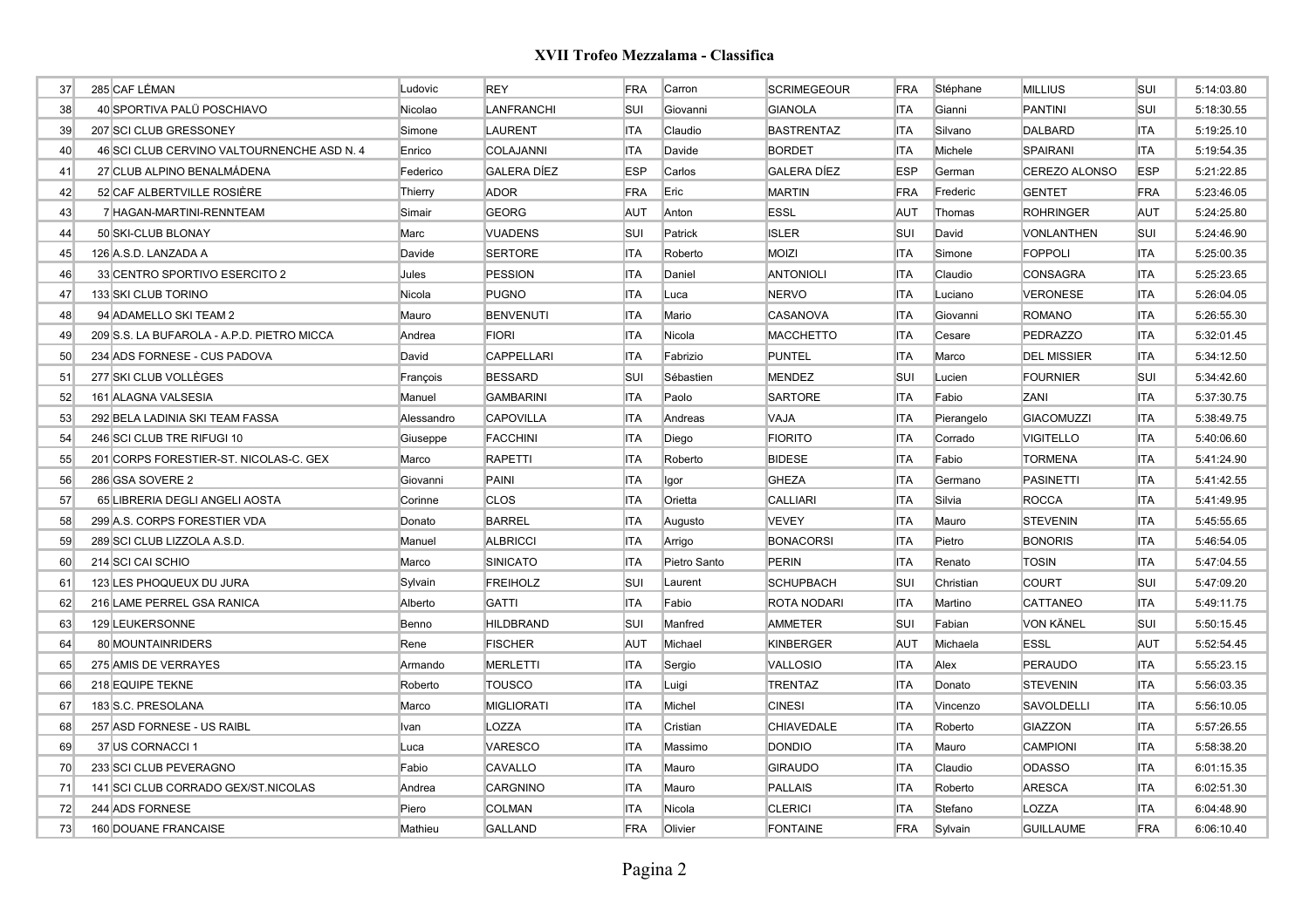# XVII Trofeo Mezzalama - Classifica

| | | | | | | | | | | | | | |
|---|---|---|---|---|---|---|---|---|---|---|---|---|---|
| 37 | 285 | CAF LÉMAN | Ludovic | REY | FRA | Carron | SCRIMEGEOUR | FRA | Stéphane | MILLIUS | SUI | 5:14:03.80 |
| 38 | 40 | SPORTIVA PALÜ POSCHIAVO | Nicolao | LANFRANCHI | SUI | Giovanni | GIANOLA | ITA | Gianni | PANTINI | SUI | 5:18:30.55 |
| 39 | 207 | SCI CLUB GRESSONEY | Simone | LAURENT | ITA | Claudio | BASTRENTAZ | ITA | Silvano | DALBARD | ITA | 5:19:25.10 |
| 40 | 46 | SCI CLUB CERVINO VALTOURNENCHE ASD N. 4 | Enrico | COLAJANNI | ITA | Davide | BORDET | ITA | Michele | SPAIRANI | ITA | 5:19:54.35 |
| 41 | 27 | CLUB ALPINO BENALMÁDENA | Federico | GALERA DÍEZ | ESP | Carlos | GALERA DÍEZ | ESP | German | CEREZO ALONSO | ESP | 5:21:22.85 |
| 42 | 52 | CAF ALBERTVILLE ROSIÈRE | Thierry | ADOR | FRA | Eric | MARTIN | FRA | Frederic | GENTET | FRA | 5:23:46.05 |
| 43 | 7 | HAGAN-MARTINI-RENNTEAM | Simair | GEORG | AUT | Anton | ESSL | AUT | Thomas | ROHRINGER | AUT | 5:24:25.80 |
| 44 | 50 | SKI-CLUB BLONAY | Marc | VUADENS | SUI | Patrick | ISLER | SUI | David | VONLANTHEN | SUI | 5:24:46.90 |
| 45 | 126 | A.S.D. LANZADA A | Davide | SERTORE | ITA | Roberto | MOIZI | ITA | Simone | FOPPOLI | ITA | 5:25:00.35 |
| 46 | 33 | CENTRO SPORTIVO ESERCITO 2 | Jules | PESSION | ITA | Daniel | ANTONIOLI | ITA | Claudio | CONSAGRA | ITA | 5:25:23.65 |
| 47 | 133 | SKI CLUB TORINO | Nicola | PUGNO | ITA | Luca | NERVO | ITA | Luciano | VERONESE | ITA | 5:26:04.05 |
| 48 | 94 | ADAMELLO SKI TEAM 2 | Mauro | BENVENUTI | ITA | Mario | CASANOVA | ITA | Giovanni | ROMANO | ITA | 5:26:55.30 |
| 49 | 209 | S.S. LA BUFAROLA - A.P.D. PIETRO MICCA | Andrea | FIORI | ITA | Nicola | MACCHETTO | ITA | Cesare | PEDRAZZO | ITA | 5:32:01.45 |
| 50 | 234 | ADS FORNESE - CUS PADOVA | David | CAPPELLARI | ITA | Fabrizio | PUNTEL | ITA | Marco | DEL MISSIER | ITA | 5:34:12.50 |
| 51 | 277 | SKI CLUB VOLLÈGES | François | BESSARD | SUI | Sébastien | MENDEZ | SUI | Lucien | FOURNIER | SUI | 5:34:42.60 |
| 52 | 161 | ALAGNA VALSESIA | Manuel | GAMBARINI | ITA | Paolo | SARTORE | ITA | Fabio | ZANI | ITA | 5:37:30.75 |
| 53 | 292 | BELA LADINIA SKI TEAM FASSA | Alessandro | CAPOVILLA | ITA | Andreas | VAJA | ITA | Pierangelo | GIACOMUZZI | ITA | 5:38:49.75 |
| 54 | 246 | SCI CLUB TRE RIFUGI 10 | Giuseppe | FACCHINI | ITA | Diego | FIORITO | ITA | Corrado | VIGITELLO | ITA | 5:40:06.60 |
| 55 | 201 | CORPS FORESTIER-ST. NICOLAS-C. GEX | Marco | RAPETTI | ITA | Roberto | BIDESE | ITA | Fabio | TORMENA | ITA | 5:41:24.90 |
| 56 | 286 | GSA SOVERE 2 | Giovanni | PAINI | ITA | Igor | GHEZA | ITA | Germano | PASINETTI | ITA | 5:41:42.55 |
| 57 | 65 | LIBRERIA DEGLI ANGELI AOSTA | Corinne | CLOS | ITA | Orietta | CALLIARI | ITA | Silvia | ROCCA | ITA | 5:41:49.95 |
| 58 | 299 | A.S. CORPS FORESTIER VDA | Donato | BARREL | ITA | Augusto | VEVEY | ITA | Mauro | STEVENIN | ITA | 5:45:55.65 |
| 59 | 289 | SCI CLUB LIZZOLA A.S.D. | Manuel | ALBRICCI | ITA | Arrigo | BONACORSI | ITA | Pietro | BONORIS | ITA | 5:46:54.05 |
| 60 | 214 | SCI CAI SCHIO | Marco | SINICATO | ITA | Pietro Santo | PERIN | ITA | Renato | TOSIN | ITA | 5:47:04.55 |
| 61 | 123 | LES PHOQUEUX DU JURA | Sylvain | FREIHOLZ | SUI | Laurent | SCHUPBACH | SUI | Christian | COURT | SUI | 5:47:09.20 |
| 62 | 216 | LAME PERREL GSA RANICA | Alberto | GATTI | ITA | Fabio | ROTA NODARI | ITA | Martino | CATTANEO | ITA | 5:49:11.75 |
| 63 | 129 | LEUKERSONNE | Benno | HILDBRAND | SUI | Manfred | AMMETER | SUI | Fabian | VON KÄNEL | SUI | 5:50:15.45 |
| 64 | 80 | MOUNTAINRIDERS | Rene | FISCHER | AUT | Michael | KINBERGER | AUT | Michaela | ESSL | AUT | 5:52:54.45 |
| 65 | 275 | AMIS DE VERRAYES | Armando | MERLETTI | ITA | Sergio | VALLOSIO | ITA | Alex | PERAUDO | ITA | 5:55:23.15 |
| 66 | 218 | EQUIPE TEKNE | Roberto | TOUSCO | ITA | Luigi | TRENTAZ | ITA | Donato | STEVENIN | ITA | 5:56:03.35 |
| 67 | 183 | S.C. PRESOLANA | Marco | MIGLIORATI | ITA | Michel | CINESI | ITA | Vincenzo | SAVOLDELLI | ITA | 5:56:10.05 |
| 68 | 257 | ASD FORNESE - US RAIBL | Ivan | LOZZA | ITA | Cristian | CHIAVEDALE | ITA | Roberto | GIAZZON | ITA | 5:57:26.55 |
| 69 | 37 | US CORNACCI 1 | Luca | VARESCO | ITA | Massimo | DONDIO | ITA | Mauro | CAMPIONI | ITA | 5:58:38.20 |
| 70 | 233 | SCI CLUB PEVERAGNO | Fabio | CAVALLO | ITA | Mauro | GIRAUDO | ITA | Claudio | ODASSO | ITA | 6:01:15.35 |
| 71 | 141 | SCI CLUB CORRADO GEX/ST.NICOLAS | Andrea | CARGNINO | ITA | Mauro | PALLAIS | ITA | Roberto | ARESCA | ITA | 6:02:51.30 |
| 72 | 244 | ADS FORNESE | Piero | COLMAN | ITA | Nicola | CLERICI | ITA | Stefano | LOZZA | ITA | 6:04:48.90 |
| 73 | 160 | DOUANE FRANCAISE | Mathieu | GALLAND | FRA | Olivier | FONTAINE | FRA | Sylvain | GUILLAUME | FRA | 6:06:10.40 |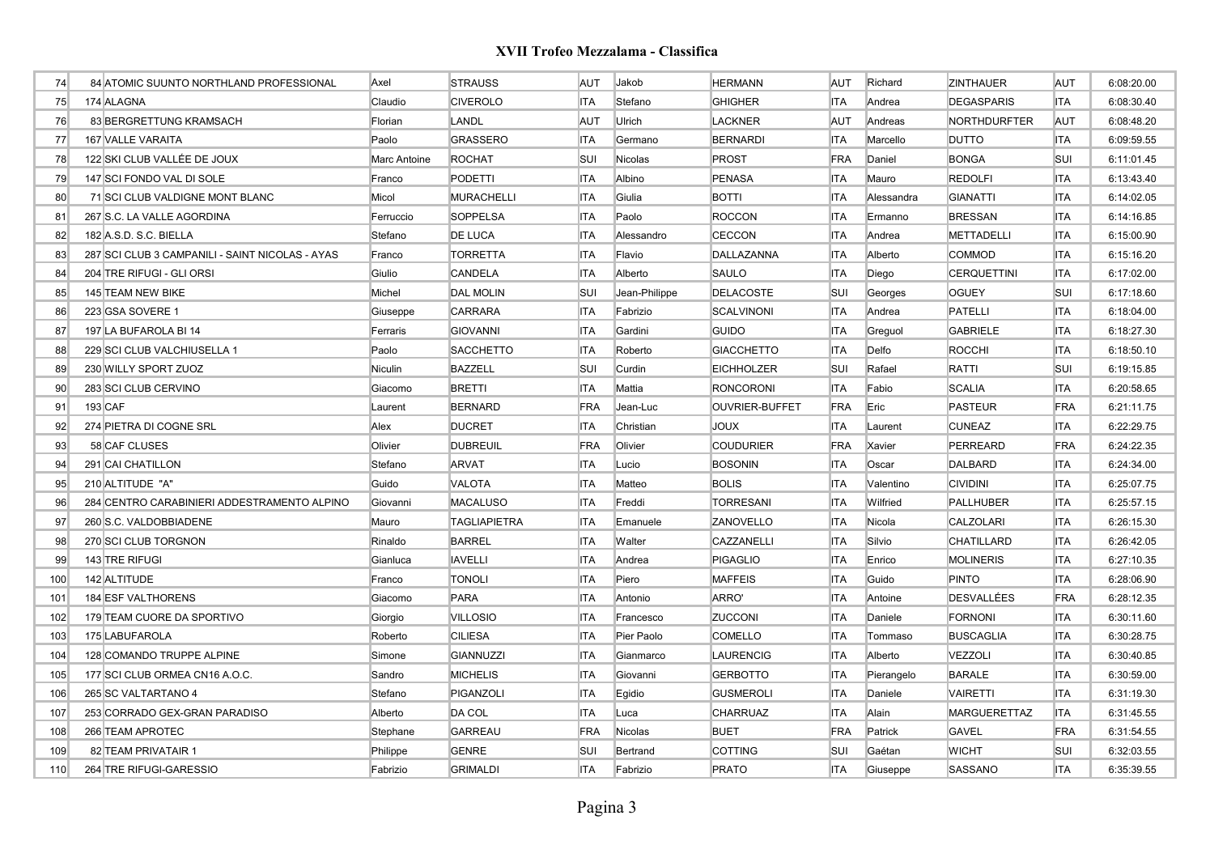# XVII Trofeo Mezzalama - Classifica

| | | | | | | | | | | | |
|---|---|---|---|---|---|---|---|---|---|---|---|
| 74 | 84 ATOMIC SUUNTO NORTHLAND PROFESSIONAL | Axel | STRAUSS | AUT | Jakob | HERMANN | AUT | Richard | ZINTHAUER | AUT | 6:08:20.00 |
| 75 | 174 ALAGNA | Claudio | CIVEROLO | ITA | Stefano | GHIGHER | ITA | Andrea | DEGASPARIS | ITA | 6:08:30.40 |
| 76 | 83 BERGRETTUNG KRAMSACH | Florian | LANDL | AUT | Ulrich | LACKNER | AUT | Andreas | NORTHDURFTER | AUT | 6:08:48.20 |
| 77 | 167 VALLE VARAITA | Paolo | GRASSERO | ITA | Germano | BERNARDI | ITA | Marcello | DUTTO | ITA | 6:09:59.55 |
| 78 | 122 SKI CLUB VALLÉE DE JOUX | Marc Antoine | ROCHAT | SUI | Nicolas | PROST | FRA | Daniel | BONGA | SUI | 6:11:01.45 |
| 79 | 147 SCI FONDO VAL DI SOLE | Franco | PODETTI | ITA | Albino | PENASA | ITA | Mauro | REDOLFI | ITA | 6:13:43.40 |
| 80 | 71 SCI CLUB VALDIGNE MONT BLANC | Micol | MURACHELLI | ITA | Giulia | BOTTI | ITA | Alessandra | GIANATTI | ITA | 6:14:02.05 |
| 81 | 267 S.C. LA VALLE AGORDINA | Ferruccio | SOPPELSA | ITA | Paolo | ROCCON | ITA | Ermanno | BRESSAN | ITA | 6:14:16.85 |
| 82 | 182 A.S.D. S.C. BIELLA | Stefano | DE LUCA | ITA | Alessandro | CECCON | ITA | Andrea | METTADELLI | ITA | 6:15:00.90 |
| 83 | 287 SCI CLUB 3 CAMPANILI - SAINT NICOLAS - AYAS | Franco | TORRETTA | ITA | Flavio | DALLAZANNA | ITA | Alberto | COMMOD | ITA | 6:15:16.20 |
| 84 | 204 TRE RIFUGI - GLI ORSI | Giulio | CANDELA | ITA | Alberto | SAULO | ITA | Diego | CERQUETTINI | ITA | 6:17:02.00 |
| 85 | 145 TEAM NEW BIKE | Michel | DAL MOLIN | SUI | Jean-Philippe | DELACOSTE | SUI | Georges | OGUEY | SUI | 6:17:18.60 |
| 86 | 223 GSA SOVERE 1 | Giuseppe | CARRARA | ITA | Fabrizio | SCALVINONI | ITA | Andrea | PATELLI | ITA | 6:18:04.00 |
| 87 | 197 LA BUFAROLA BI 14 | Ferraris | GIOVANNI | ITA | Gardini | GUIDO | ITA | Greguol | GABRIELE | ITA | 6:18:27.30 |
| 88 | 229 SCI CLUB VALCHIUSELLA 1 | Paolo | SACCHETTO | ITA | Roberto | GIACCHETTO | ITA | Delfo | ROCCHI | ITA | 6:18:50.10 |
| 89 | 230 WILLY SPORT ZUOZ | Niculin | BAZZELL | SUI | Curdin | EICHHOLZER | SUI | Rafael | RATTI | SUI | 6:19:15.85 |
| 90 | 283 SCI CLUB CERVINO | Giacomo | BRETTI | ITA | Mattia | RONCORONI | ITA | Fabio | SCALIA | ITA | 6:20:58.65 |
| 91 | 193 CAF | Laurent | BERNARD | FRA | Jean-Luc | OUVRIER-BUFFET | FRA | Eric | PASTEUR | FRA | 6:21:11.75 |
| 92 | 274 PIETRA DI COGNE SRL | Alex | DUCRET | ITA | Christian | JOUX | ITA | Laurent | CUNEAZ | ITA | 6:22:29.75 |
| 93 | 58 CAF CLUSES | Olivier | DUBREUIL | FRA | Olivier | COUDURIER | FRA | Xavier | PERREARD | FRA | 6:24:22.35 |
| 94 | 291 CAI CHATILLON | Stefano | ARVAT | ITA | Lucio | BOSONIN | ITA | Oscar | DALBARD | ITA | 6:24:34.00 |
| 95 | 210 ALTITUDE "A" | Guido | VALOTA | ITA | Matteo | BOLIS | ITA | Valentino | CIVIDINI | ITA | 6:25:07.75 |
| 96 | 284 CENTRO CARABINIERI ADDESTRAMENTO ALPINO | Giovanni | MACALUSO | ITA | Freddi | TORRESANI | ITA | Wilfried | PALLHUBER | ITA | 6:25:57.15 |
| 97 | 260 S.C. VALDOBBIADENE | Mauro | TAGLIAPIETRA | ITA | Emanuele | ZANOVELLO | ITA | Nicola | CALZOLARI | ITA | 6:26:15.30 |
| 98 | 270 SCI CLUB TORGNON | Rinaldo | BARREL | ITA | Walter | CAZZANELLI | ITA | Silvio | CHATILLARD | ITA | 6:26:42.05 |
| 99 | 143 TRE RIFUGI | Gianluca | IAVELLI | ITA | Andrea | PIGAGLIO | ITA | Enrico | MOLINERIS | ITA | 6:27:10.35 |
| 100 | 142 ALTITUDE | Franco | TONOLI | ITA | Piero | MAFFEIS | ITA | Guido | PINTO | ITA | 6:28:06.90 |
| 101 | 184 ESF VALTHORENS | Giacomo | PARA | ITA | Antonio | ARRO' | ITA | Antoine | DESVALLÉES | FRA | 6:28:12.35 |
| 102 | 179 TEAM CUORE DA SPORTIVO | Giorgio | VILLOSIO | ITA | Francesco | ZUCCONI | ITA | Daniele | FORNONI | ITA | 6:30:11.60 |
| 103 | 175 LABUFAROLA | Roberto | CILIESA | ITA | Pier Paolo | COMELLO | ITA | Tommaso | BUSCAGLIA | ITA | 6:30:28.75 |
| 104 | 128 COMANDO TRUPPE ALPINE | Simone | GIANNUZZI | ITA | Gianmarco | LAURENCIG | ITA | Alberto | VEZZOLI | ITA | 6:30:40.85 |
| 105 | 177 SCI CLUB ORMEA CN16 A.O.C. | Sandro | MICHELIS | ITA | Giovanni | GERBOTTO | ITA | Pierangelo | BARALE | ITA | 6:30:59.00 |
| 106 | 265 SC VALTARTANO 4 | Stefano | PIGANZOLI | ITA | Egidio | GUSMEROLI | ITA | Daniele | VAIRETTI | ITA | 6:31:19.30 |
| 107 | 253 CORRADO GEX-GRAN PARADISO | Alberto | DA COL | ITA | Luca | CHARRUAZ | ITA | Alain | MARGUERETTAZ | ITA | 6:31:45.55 |
| 108 | 266 TEAM APROTEC | Stephane | GARREAU | FRA | Nicolas | BUET | FRA | Patrick | GAVEL | FRA | 6:31:54.55 |
| 109 | 82 TEAM PRIVATAIR 1 | Philippe | GENRE | SUI | Bertrand | COTTING | SUI | Gaétan | WICHT | SUI | 6:32:03.55 |
| 110 | 264 TRE RIFUGI-GARESSIO | Fabrizio | GRIMALDI | ITA | Fabrizio | PRATO | ITA | Giuseppe | SASSANO | ITA | 6:35:39.55 |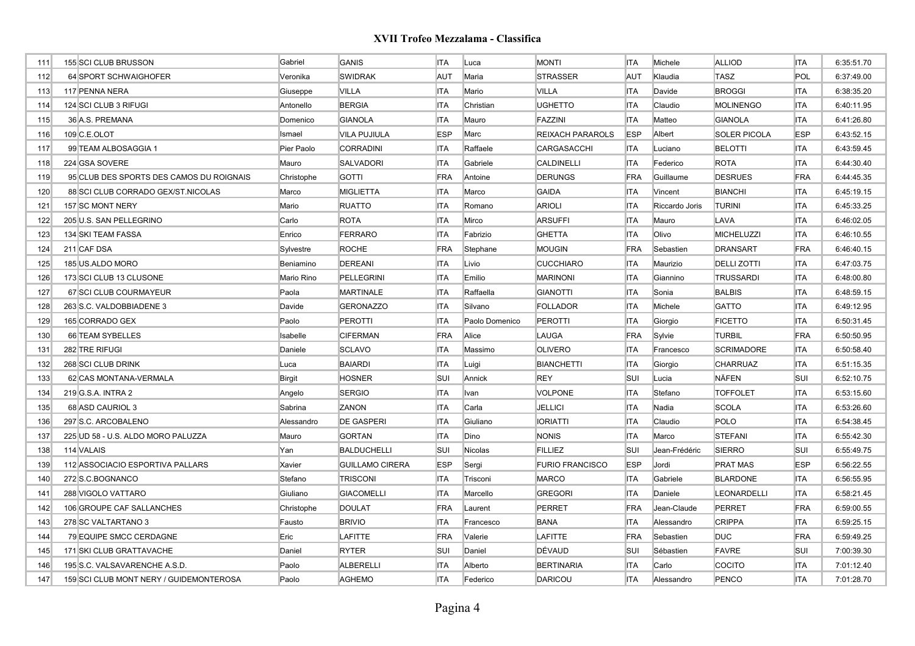# XVII Trofeo Mezzalama - Classifica

| | | | | | | | | | | | | |
|---|---|---|---|---|---|---|---|---|---|---|---|---|
| 111 | 155 | SCI CLUB BRUSSON | Gabriel | GANIS | ITA | Luca | MONTI | ITA | Michele | ALLIOD | ITA | 6:35:51.70 |
| 112 | 64 | SPORT SCHWAIGHOFER | Veronika | SWIDRAK | AUT | Maria | STRASSER | AUT | Klaudia | TASZ | POL | 6:37:49.00 |
| 113 | 117 | PENNA NERA | Giuseppe | VILLA | ITA | Mario | VILLA | ITA | Davide | BROGGI | ITA | 6:38:35.20 |
| 114 | 124 | SCI CLUB 3 RIFUGI | Antonello | BERGIA | ITA | Christian | UGHETTO | ITA | Claudio | MOLINENGO | ITA | 6:40:11.95 |
| 115 | 36 | A.S. PREMANA | Domenico | GIANOLA | ITA | Mauro | FAZZINI | ITA | Matteo | GIANOLA | ITA | 6:41:26.80 |
| 116 | 109 | C.E.OLOT | Ismael | VILA PUJIULA | ESP | Marc | REIXACH PARAROLS | ESP | Albert | SOLER PICOLA | ESP | 6:43:52.15 |
| 117 | 99 | TEAM ALBOSAGGIA 1 | Pier Paolo | CORRADINI | ITA | Raffaele | CARGASACCHI | ITA | Luciano | BELOTTI | ITA | 6:43:59.45 |
| 118 | 224 | GSA SOVERE | Mauro | SALVADORI | ITA | Gabriele | CALDINELLI | ITA | Federico | ROTA | ITA | 6:44:30.40 |
| 119 | 95 | CLUB DES SPORTS DES CAMOS DU ROIGNAIS | Christophe | GOTTI | FRA | Antoine | DERUNGS | FRA | Guillaume | DESRUES | FRA | 6:44:45.35 |
| 120 | 88 | SCI CLUB CORRADO GEX/ST.NICOLAS | Marco | MIGLIETTA | ITA | Marco | GAIDA | ITA | Vincent | BIANCHI | ITA | 6:45:19.15 |
| 121 | 157 | SC MONT NERY | Mario | RUATTO | ITA | Romano | ARIOLI | ITA | Riccardo Joris | TURINI | ITA | 6:45:33.25 |
| 122 | 205 | U.S. SAN PELLEGRINO | Carlo | ROTA | ITA | Mirco | ARSUFFI | ITA | Mauro | LAVA | ITA | 6:46:02.05 |
| 123 | 134 | SKI TEAM FASSA | Enrico | FERRARO | ITA | Fabrizio | GHETTA | ITA | Olivo | MICHELUZZI | ITA | 6:46:10.55 |
| 124 | 211 | CAF DSA | Sylvestre | ROCHE | FRA | Stephane | MOUGIN | FRA | Sebastien | DRANSART | FRA | 6:46:40.15 |
| 125 | 185 | US.ALDO MORO | Beniamino | DEREANI | ITA | Livio | CUCCHIARO | ITA | Maurizio | DELLI ZOTTI | ITA | 6:47:03.75 |
| 126 | 173 | SCI CLUB 13 CLUSONE | Mario Rino | PELLEGRINI | ITA | Emilio | MARINONI | ITA | Giannino | TRUSSARDI | ITA | 6:48:00.80 |
| 127 | 67 | SCI CLUB COURMAYEUR | Paola | MARTINALE | ITA | Raffaella | GIANOTTI | ITA | Sonia | BALBIS | ITA | 6:48:59.15 |
| 128 | 263 | S.C. VALDOBBIADENE 3 | Davide | GERONAZZO | ITA | Silvano | FOLLADOR | ITA | Michele | GATTO | ITA | 6:49:12.95 |
| 129 | 165 | CORRADO GEX | Paolo | PEROTTI | ITA | Paolo Domenico | PEROTTI | ITA | Giorgio | FICETTO | ITA | 6:50:31.45 |
| 130 | 66 | TEAM SYBELLES | Isabelle | CIFERMAN | FRA | Alice | LAUGA | FRA | Sylvie | TURBIL | FRA | 6:50:50.95 |
| 131 | 282 | TRE RIFUGI | Daniele | SCLAVO | ITA | Massimo | OLIVERO | ITA | Francesco | SCRIMADORE | ITA | 6:50:58.40 |
| 132 | 268 | SCI CLUB DRINK | Luca | BAIARDI | ITA | Luigi | BIANCHETTI | ITA | Giorgio | CHARRUAZ | ITA | 6:51:15.35 |
| 133 | 62 | CAS MONTANA-VERMALA | Birgit | HOSNER | SUI | Annick | REY | SUI | Lucia | NÄFEN | SUI | 6:52:10.75 |
| 134 | 219 | G.S.A. INTRA 2 | Angelo | SERGIO | ITA | Ivan | VOLPONE | ITA | Stefano | TOFFOLET | ITA | 6:53:15.60 |
| 135 | 68 | ASD CAURIOL 3 | Sabrina | ZANON | ITA | Carla | JELLICI | ITA | Nadia | SCOLA | ITA | 6:53:26.60 |
| 136 | 297 | S.C. ARCOBALENO | Alessandro | DE GASPERI | ITA | Giuliano | IORIATTI | ITA | Claudio | POLO | ITA | 6:54:38.45 |
| 137 | 225 | UD 58 - U.S. ALDO MORO PALUZZA | Mauro | GORTAN | ITA | Dino | NONIS | ITA | Marco | STEFANI | ITA | 6:55:42.30 |
| 138 | 114 | VALAIS | Yan | BALDUCHELLI | SUI | Nicolas | FILLIEZ | SUI | Jean-Frédéric | SIERRO | SUI | 6:55:49.75 |
| 139 | 112 | ASSOCIACIO ESPORTIVA PALLARS | Xavier | GUILLAMO CIRERA | ESP | Sergi | FURIO FRANCISCO | ESP | Jordi | PRAT MAS | ESP | 6:56:22.55 |
| 140 | 272 | S.C.BOGNANCO | Stefano | TRISCONI | ITA | Trisconi | MARCO | ITA | Gabriele | BLARDONE | ITA | 6:56:55.95 |
| 141 | 288 | VIGOLO VATTARO | Giuliano | GIACOMELLI | ITA | Marcello | GREGORI | ITA | Daniele | LEONARDELLI | ITA | 6:58:21.45 |
| 142 | 106 | GROUPE CAF SALLANCHES | Christophe | DOULAT | FRA | Laurent | PERRET | FRA | Jean-Claude | PERRET | FRA | 6:59:00.55 |
| 143 | 278 | SC VALTARTANO 3 | Fausto | BRIVIO | ITA | Francesco | BANA | ITA | Alessandro | CRIPPA | ITA | 6:59:25.15 |
| 144 | 79 | EQUIPE SMCC CERDAGNE | Eric | LAFITTE | FRA | Valerie | LAFITTE | FRA | Sebastien | DUC | FRA | 6:59:49.25 |
| 145 | 171 | SKI CLUB GRATTAVACHE | Daniel | RYTER | SUI | Daniel | DÉVAUD | SUI | Sébastien | FAVRE | SUI | 7:00:39.30 |
| 146 | 195 | S.C. VALSAVARENCHE A.S.D. | Paolo | ALBERELLI | ITA | Alberto | BERTINARIA | ITA | Carlo | COCITO | ITA | 7:01:12.40 |
| 147 | 159 | SCI CLUB MONT NERY / GUIDEMONTEROSA | Paolo | AGHEMO | ITA | Federico | DARICOU | ITA | Alessandro | PENCO | ITA | 7:01:28.70 |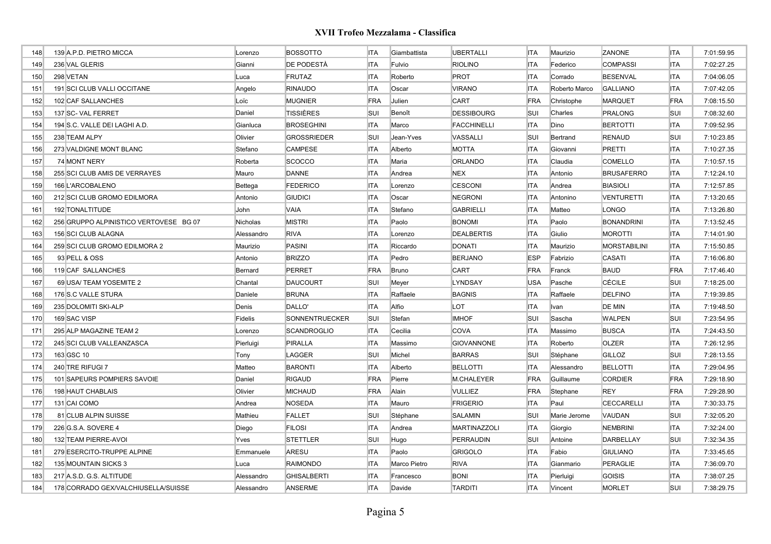# XVII Trofeo Mezzalama - Classifica

| | | | | | | | | | | | | |
|---|---|---|---|---|---|---|---|---|---|---|---|---|
| 148 | 139 | A.P.D. PIETRO MICCA | Lorenzo | BOSSOTTO | ITA | Giambattista | UBERTALLI | ITA | Maurizio | ZANONE | ITA | 7:01:59.95 |
| 149 | 236 | VAL GLERIS | Gianni | DE PODESTÀ | ITA | Fulvio | RIOLINO | ITA | Federico | COMPASSI | ITA | 7:02:27.25 |
| 150 | 298 | VETAN | Luca | FRUTAZ | ITA | Roberto | PROT | ITA | Corrado | BESENVAL | ITA | 7:04:06.05 |
| 151 | 191 | SCI CLUB VALLI OCCITANE | Angelo | RINAUDO | ITA | Oscar | VIRANO | ITA | Roberto Marco | GALLIANO | ITA | 7:07:42.05 |
| 152 | 102 | CAF SALLANCHES | Loïc | MUGNIER | FRA | Julien | CART | FRA | Christophe | MARQUET | FRA | 7:08:15.50 |
| 153 | 137 | SC- VAL FERRET | Daniel | TISSIÈRES | SUI | Benoît | DESSIBOURG | SUI | Charles | PRALONG | SUI | 7:08:32.60 |
| 154 | 194 | S.C. VALLE DEI LAGHI A.D. | Gianluca | BROSEGHINI | ITA | Marco | FACCHINELLI | ITA | Dino | BERTOTTI | ITA | 7:09:52.95 |
| 155 | 238 | TEAM ALPY | Olivier | GROSSRIEDER | SUI | Jean-Yves | VASSALLI | SUI | Bertrand | RENAUD | SUI | 7:10:23.85 |
| 156 | 273 | VALDIGNE MONT BLANC | Stefano | CAMPESE | ITA | Alberto | MOTTA | ITA | Giovanni | PRETTI | ITA | 7:10:27.35 |
| 157 | 74 | MONT NERY | Roberta | SCOCCO | ITA | Maria | ORLANDO | ITA | Claudia | COMELLO | ITA | 7:10:57.15 |
| 158 | 255 | SCI CLUB AMIS DE VERRAYES | Mauro | DANNE | ITA | Andrea | NEX | ITA | Antonio | BRUSAFERRO | ITA | 7:12:24.10 |
| 159 | 166 | L'ARCOBALENO | Bettega | FEDERICO | ITA | Lorenzo | CESCONI | ITA | Andrea | BIASIOLI | ITA | 7:12:57.85 |
| 160 | 212 | SCI CLUB GROMO EDILMORA | Antonio | GIUDICI | ITA | Oscar | NEGRONI | ITA | Antonino | VENTURETTI | ITA | 7:13:20.65 |
| 161 | 192 | TONALTITUDE | John | VAIA | ITA | Stefano | GABRIELLI | ITA | Matteo | LONGO | ITA | 7:13:26.80 |
| 162 | 256 | GRUPPO ALPINISTICO VERTOVESE BG 07 | Nicholas | MISTRI | ITA | Paolo | BONOMI | ITA | Paolo | BONANDRINI | ITA | 7:13:52.45 |
| 163 | 156 | SCI CLUB ALAGNA | Alessandro | RIVA | ITA | Lorenzo | DEALBERTIS | ITA | Giulio | MOROTTI | ITA | 7:14:01.90 |
| 164 | 259 | SCI CLUB GROMO EDILMORA 2 | Maurizio | PASINI | ITA | Riccardo | DONATI | ITA | Maurizio | MORSTABILINI | ITA | 7:15:50.85 |
| 165 | 93 | PELL & OSS | Antonio | BRIZZO | ITA | Pedro | BERJANO | ESP | Fabrizio | CASATI | ITA | 7:16:06.80 |
| 166 | 119 | CAF SALLANCHES | Bernard | PERRET | FRA | Bruno | CART | FRA | Franck | BAUD | FRA | 7:17:46.40 |
| 167 | 69 | USA/ TEAM YOSEMITE 2 | Chantal | DAUCOURT | SUI | Meyer | LYNDSAY | USA | Pasche | CÉCILE | SUI | 7:18:25.00 |
| 168 | 176 | S.C VALLE STURA | Daniele | BRUNA | ITA | Raffaele | BAGNIS | ITA | Raffaele | DELFINO | ITA | 7:19:39.85 |
| 169 | 235 | DOLOMITI SKI-ALP | Denis | DALLO' | ITA | Alfio | LOT | ITA | Ivan | DE MIN | ITA | 7:19:48.50 |
| 170 | 169 | SAC VISP | Fidelis | SONNENTRUECKER | SUI | Stefan | IMHOF | SUI | Sascha | WALPEN | SUI | 7:23:54.95 |
| 171 | 295 | ALP MAGAZINE TEAM 2 | Lorenzo | SCANDROGLIO | ITA | Cecilia | COVA | ITA | Massimo | BUSCA | ITA | 7:24:43.50 |
| 172 | 245 | SCI CLUB VALLEANZASCA | Pierluigi | PIRALLA | ITA | Massimo | GIOVANNONE | ITA | Roberto | OLZER | ITA | 7:26:12.95 |
| 173 | 163 | GSC 10 | Tony | LAGGER | SUI | Michel | BARRAS | SUI | Stéphane | GILLOZ | SUI | 7:28:13.55 |
| 174 | 240 | TRE RIFUGI 7 | Matteo | BARONTI | ITA | Alberto | BELLOTTI | ITA | Alessandro | BELLOTTI | ITA | 7:29:04.95 |
| 175 | 101 | SAPEURS POMPIERS SAVOIE | Daniel | RIGAUD | FRA | Pierre | M.CHALEYER | FRA | Guillaume | CORDIER | FRA | 7:29:18.90 |
| 176 | 198 | HAUT CHABLAIS | Olivier | MICHAUD | FRA | Alain | VULLIEZ | FRA | Stephane | REY | FRA | 7:29:28.90 |
| 177 | 131 | CAI COMO | Andrea | NOSEDA | ITA | Mauro | FRIGERIO | ITA | Paul | CECCARELLI | ITA | 7:30:33.75 |
| 178 | 81 | CLUB ALPIN SUISSE | Mathieu | FALLET | SUI | Stéphane | SALAMIN | SUI | Marie Jerome | VAUDAN | SUI | 7:32:05.20 |
| 179 | 226 | G.S.A. SOVERE 4 | Diego | FILOSI | ITA | Andrea | MARTINAZZOLI | ITA | Giorgio | NEMBRINI | ITA | 7:32:24.00 |
| 180 | 132 | TEAM PIERRE-AVOI | Yves | STETTLER | SUI | Hugo | PERRAUDIN | SUI | Antoine | DARBELLAY | SUI | 7:32:34.35 |
| 181 | 279 | ESERCITO-TRUPPE ALPINE | Emmanuele | ARESU | ITA | Paolo | GRIGOLO | ITA | Fabio | GIULIANO | ITA | 7:33:45.65 |
| 182 | 135 | MOUNTAIN SICKS 3 | Luca | RAIMONDO | ITA | Marco Pietro | RIVA | ITA | Gianmario | PERAGLIE | ITA | 7:36:09.70 |
| 183 | 217 | A.S.D. G.S. ALTITUDE | Alessandro | GHISALBERTI | ITA | Francesco | BONI | ITA | Pierluigi | GOISIS | ITA | 7:38:07.25 |
| 184 | 178 | CORRADO GEX/VALCHIUSELLA/SUISSE | Alessandro | ANSERME | ITA | Davide | TARDITI | ITA | Vincent | MORLET | SUI | 7:38:29.75 |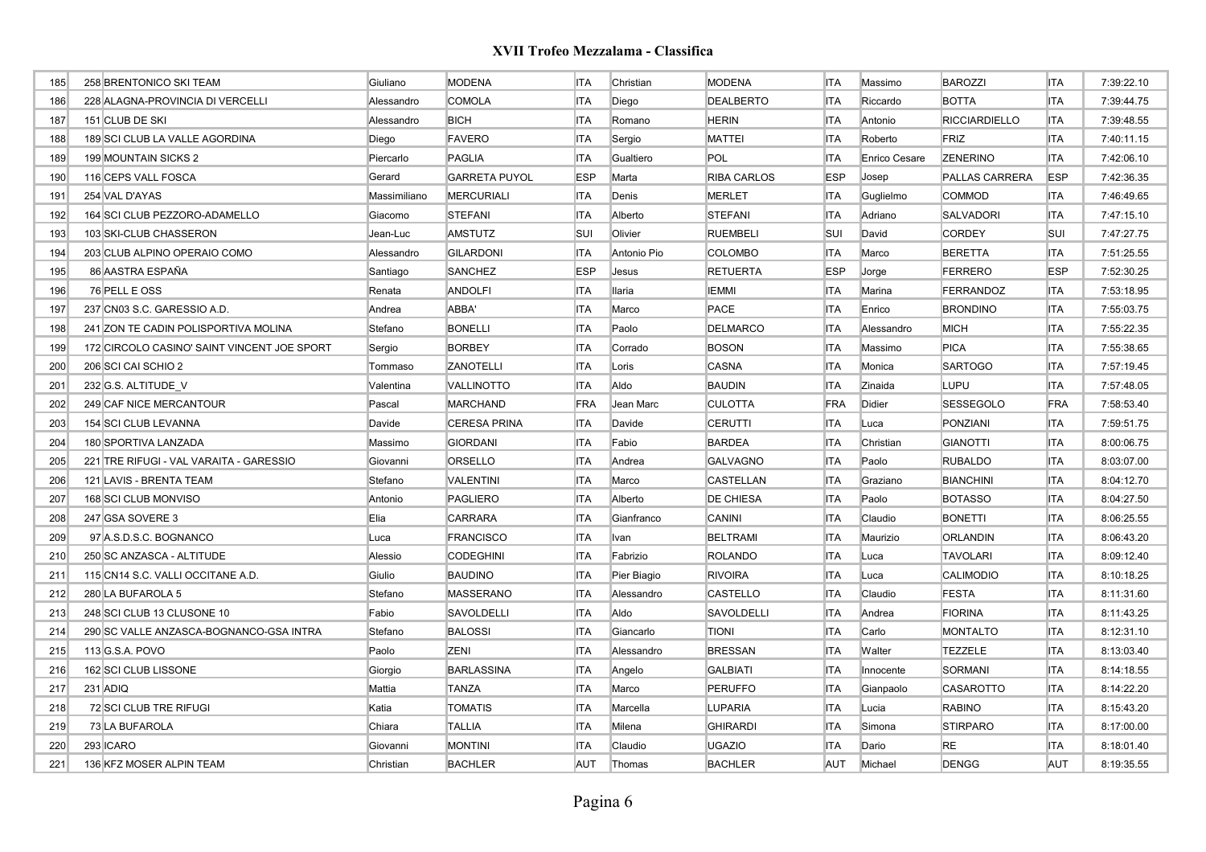# XVII Trofeo Mezzalama - Classifica

| | | | | | | | | | | | | |
|---|---|---|---|---|---|---|---|---|---|---|---|---|
| 185 | 258 | BRENTONICO SKI TEAM | Giuliano | MODENA | ITA | Christian | MODENA | ITA | Massimo | BAROZZI | ITA | 7:39:22.10 |
| 186 | 228 | ALAGNA-PROVINCIA DI VERCELLI | Alessandro | COMOLA | ITA | Diego | DEALBERTO | ITA | Riccardo | BOTTA | ITA | 7:39:44.75 |
| 187 | 151 | CLUB DE SKI | Alessandro | BICH | ITA | Romano | HERIN | ITA | Antonio | RICCIARDIELLO | ITA | 7:39:48.55 |
| 188 | 189 | SCI CLUB LA VALLE AGORDINA | Diego | FAVERO | ITA | Sergio | MATTEI | ITA | Roberto | FRIZ | ITA | 7:40:11.15 |
| 189 | 199 | MOUNTAIN SICKS 2 | Piercarlo | PAGLIA | ITA | Gualtiero | POL | ITA | Enrico Cesare | ZENERINO | ITA | 7:42:06.10 |
| 190 | 116 | CEPS VALL FOSCA | Gerard | GARRETA PUYOL | ESP | Marta | RIBA CARLOS | ESP | Josep | PALLAS CARRERA | ESP | 7:42:36.35 |
| 191 | 254 | VAL D'AYAS | Massimiliano | MERCURIALI | ITA | Denis | MERLET | ITA | Guglielmo | COMMOD | ITA | 7:46:49.65 |
| 192 | 164 | SCI CLUB PEZZORO-ADAMELLO | Giacomo | STEFANI | ITA | Alberto | STEFANI | ITA | Adriano | SALVADORI | ITA | 7:47:15.10 |
| 193 | 103 | SKI-CLUB CHASSERON | Jean-Luc | AMSTUTZ | SUI | Olivier | RUEMBELI | SUI | David | CORDEY | SUI | 7:47:27.75 |
| 194 | 203 | CLUB ALPINO OPERAIO COMO | Alessandro | GILARDONI | ITA | Antonio Pio | COLOMBO | ITA | Marco | BERETTA | ITA | 7:51:25.55 |
| 195 | 86 | AASTRA ESPAÑA | Santiago | SANCHEZ | ESP | Jesus | RETUERTA | ESP | Jorge | FERRERO | ESP | 7:52:30.25 |
| 196 | 76 | PELL E OSS | Renata | ANDOLFI | ITA | Ilaria | IEMMI | ITA | Marina | FERRANDOZ | ITA | 7:53:18.95 |
| 197 | 237 | CN03 S.C. GARESSIO A.D. | Andrea | ABBA' | ITA | Marco | PACE | ITA | Enrico | BRONDINO | ITA | 7:55:03.75 |
| 198 | 241 | ZON TE CADIN POLISPORTIVA MOLINA | Stefano | BONELLI | ITA | Paolo | DELMARCO | ITA | Alessandro | MICH | ITA | 7:55:22.35 |
| 199 | 172 | CIRCOLO CASINO' SAINT VINCENT JOE SPORT | Sergio | BORBEY | ITA | Corrado | BOSON | ITA | Massimo | PICA | ITA | 7:55:38.65 |
| 200 | 206 | SCI CAI SCHIO 2 | Tommaso | ZANOTELLI | ITA | Loris | CASNA | ITA | Monica | SARTOGO | ITA | 7:57:19.45 |
| 201 | 232 | G.S. ALTITUDE_V | Valentina | VALLINOTTO | ITA | Aldo | BAUDIN | ITA | Zinaida | LUPU | ITA | 7:57:48.05 |
| 202 | 249 | CAF NICE MERCANTOUR | Pascal | MARCHAND | FRA | Jean Marc | CULOTTA | FRA | Didier | SESSEGOLO | FRA | 7:58:53.40 |
| 203 | 154 | SCI CLUB LEVANNA | Davide | CERESA PRINA | ITA | Davide | CERUTTI | ITA | Luca | PONZIANI | ITA | 7:59:51.75 |
| 204 | 180 | SPORTIVA LANZADA | Massimo | GIORDANI | ITA | Fabio | BARDEA | ITA | Christian | GIANOTTI | ITA | 8:00:06.75 |
| 205 | 221 | TRE RIFUGI - VAL VARAITA - GARESSIO | Giovanni | ORSELLO | ITA | Andrea | GALVAGNO | ITA | Paolo | RUBALDO | ITA | 8:03:07.00 |
| 206 | 121 | LAVIS - BRENTA TEAM | Stefano | VALENTINI | ITA | Marco | CASTELLAN | ITA | Graziano | BIANCHINI | ITA | 8:04:12.70 |
| 207 | 168 | SCI CLUB MONVISO | Antonio | PAGLIERO | ITA | Alberto | DE CHIESA | ITA | Paolo | BOTASSO | ITA | 8:04:27.50 |
| 208 | 247 | GSA SOVERE 3 | Elia | CARRARA | ITA | Gianfranco | CANINI | ITA | Claudio | BONETTI | ITA | 8:06:25.55 |
| 209 | 97 | A.S.D.S.C. BOGNANCO | Luca | FRANCISCO | ITA | Ivan | BELTRAMI | ITA | Maurizio | ORLANDIN | ITA | 8:06:43.20 |
| 210 | 250 | SC ANZASCA - ALTITUDE | Alessio | CODEGHINI | ITA | Fabrizio | ROLANDO | ITA | Luca | TAVOLARI | ITA | 8:09:12.40 |
| 211 | 115 | CN14 S.C. VALLI OCCITANE A.D. | Giulio | BAUDINO | ITA | Pier Biagio | RIVOIRA | ITA | Luca | CALIMODIO | ITA | 8:10:18.25 |
| 212 | 280 | LA BUFAROLA 5 | Stefano | MASSERANO | ITA | Alessandro | CASTELLO | ITA | Claudio | FESTA | ITA | 8:11:31.60 |
| 213 | 248 | SCI CLUB 13 CLUSONE 10 | Fabio | SAVOLDELLI | ITA | Aldo | SAVOLDELLI | ITA | Andrea | FIORINA | ITA | 8:11:43.25 |
| 214 | 290 | SC VALLE ANZASCA-BOGNANCO-GSA INTRA | Stefano | BALOSSI | ITA | Giancarlo | TIONI | ITA | Carlo | MONTALTO | ITA | 8:12:31.10 |
| 215 | 113 | G.S.A. POVO | Paolo | ZENI | ITA | Alessandro | BRESSAN | ITA | Walter | TEZZELE | ITA | 8:13:03.40 |
| 216 | 162 | SCI CLUB LISSONE | Giorgio | BARLASSINA | ITA | Angelo | GALBIATI | ITA | Innocente | SORMANI | ITA | 8:14:18.55 |
| 217 | 231 | ADIQ | Mattia | TANZA | ITA | Marco | PERUFFO | ITA | Gianpaolo | CASAROTTO | ITA | 8:14:22.20 |
| 218 | 72 | SCI CLUB TRE RIFUGI | Katia | TOMATIS | ITA | Marcella | LUPARIA | ITA | Lucia | RABINO | ITA | 8:15:43.20 |
| 219 | 73 | LA BUFAROLA | Chiara | TALLIA | ITA | Milena | GHIRARDI | ITA | Simona | STIRPARO | ITA | 8:17:00.00 |
| 220 | 293 | ICARO | Giovanni | MONTINI | ITA | Claudio | UGAZIO | ITA | Dario | RE | ITA | 8:18:01.40 |
| 221 | 136 | KFZ MOSER ALPIN TEAM | Christian | BACHLER | AUT | Thomas | BACHLER | AUT | Michael | DENGG | AUT | 8:19:35.55 |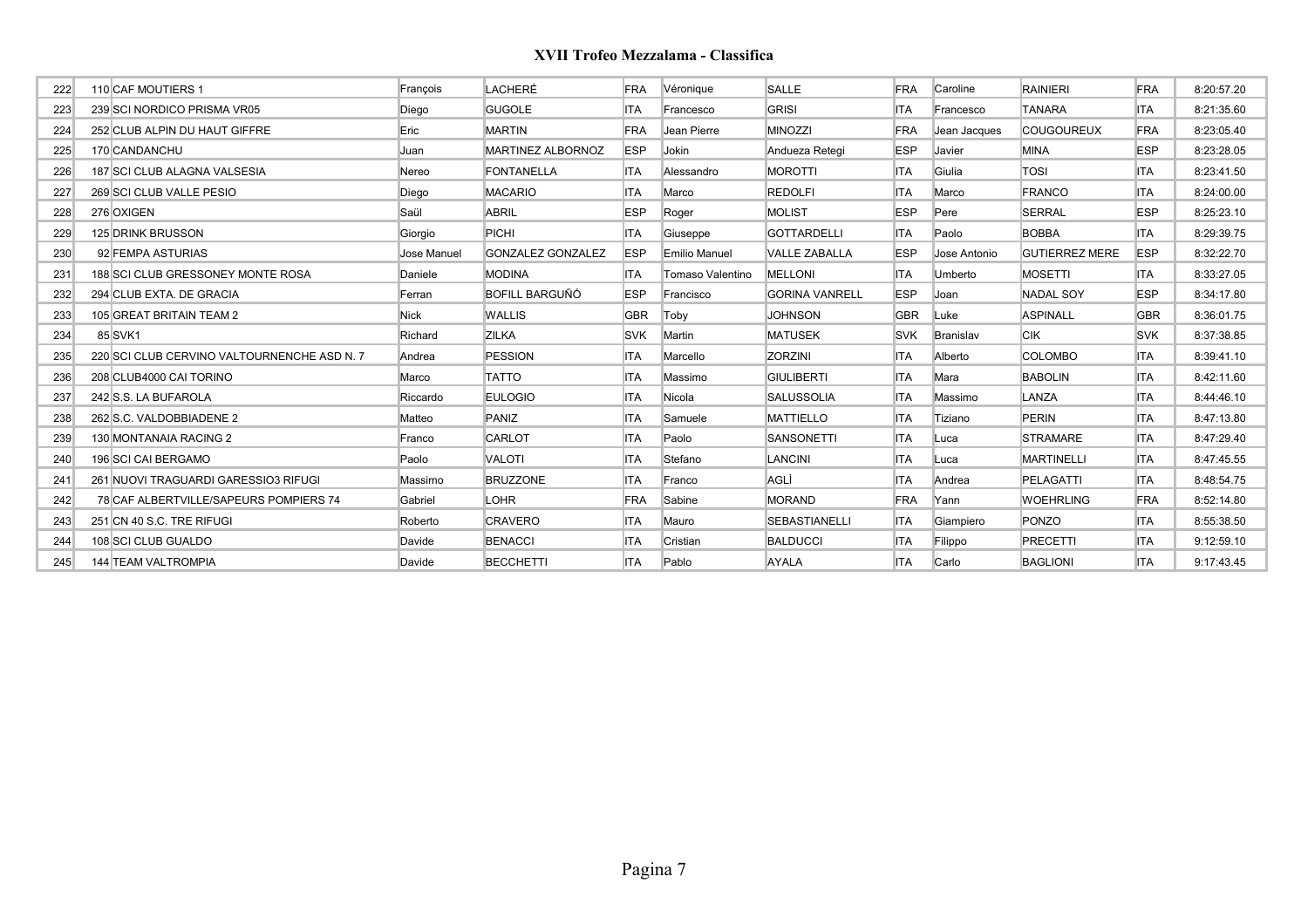# XVII Trofeo Mezzalama - Classifica

| | | | | | | | | | | | | |
|---|---|---|---|---|---|---|---|---|---|---|---|---|
| 222 | 110 | CAF MOUTIERS 1 | François | LACHERÉ | FRA | Véronique | SALLE | FRA | Caroline | RAINIERI | FRA | 8:20:57.20 |
| 223 | 239 | SCI NORDICO PRISMA VR05 | Diego | GUGOLE | ITA | Francesco | GRISI | ITA | Francesco | TANARA | ITA | 8:21:35.60 |
| 224 | 252 | CLUB ALPIN DU HAUT GIFFRE | Eric | MARTIN | FRA | Jean Pierre | MINOZZI | FRA | Jean Jacques | COUGOUREUX | FRA | 8:23:05.40 |
| 225 | 170 | CANDANCHU | Juan | MARTINEZ ALBORNOZ | ESP | Jokin | Andueza Retegi | ESP | Javier | MINA | ESP | 8:23:28.05 |
| 226 | 187 | SCI CLUB ALAGNA VALSESIA | Nereo | FONTANELLA | ITA | Alessandro | MOROTTI | ITA | Giulia | TOSI | ITA | 8:23:41.50 |
| 227 | 269 | SCI CLUB VALLE PESIO | Diego | MACARIO | ITA | Marco | REDOLFI | ITA | Marco | FRANCO | ITA | 8:24:00.00 |
| 228 | 276 | OXIGEN | Saül | ABRIL | ESP | Roger | MOLIST | ESP | Pere | SERRAL | ESP | 8:25:23.10 |
| 229 | 125 | DRINK BRUSSON | Giorgio | PICHI | ITA | Giuseppe | GOTTARDELLI | ITA | Paolo | BOBBA | ITA | 8:29:39.75 |
| 230 | 92 | FEMPA ASTURIAS | Jose Manuel | GONZALEZ GONZALEZ | ESP | Emilio Manuel | VALLE ZABALLA | ESP | Jose Antonio | GUTIERREZ MERE | ESP | 8:32:22.70 |
| 231 | 188 | SCI CLUB GRESSONEY MONTE ROSA | Daniele | MODINA | ITA | Tomaso Valentino | MELLONI | ITA | Umberto | MOSETTI | ITA | 8:33:27.05 |
| 232 | 294 | CLUB EXTA. DE GRACIA | Ferran | BOFILL BARGUÑÓ | ESP | Francisco | GORINA VANRELL | ESP | Joan | NADAL SOY | ESP | 8:34:17.80 |
| 233 | 105 | GREAT BRITAIN TEAM 2 | Nick | WALLIS | GBR | Toby | JOHNSON | GBR | Luke | ASPINALL | GBR | 8:36:01.75 |
| 234 | 85 | SVK1 | Richard | ZILKA | SVK | Martin | MATUSEK | SVK | Branislav | CIK | SVK | 8:37:38.85 |
| 235 | 220 | SCI CLUB CERVINO VALTOURNENCHE ASD N. 7 | Andrea | PESSION | ITA | Marcello | ZORZINI | ITA | Alberto | COLOMBO | ITA | 8:39:41.10 |
| 236 | 208 | CLUB4000 CAI TORINO | Marco | TATTO | ITA | Massimo | GIULIBERTI | ITA | Mara | BABOLIN | ITA | 8:42:11.60 |
| 237 | 242 | S.S. LA BUFAROLA | Riccardo | EULOGIO | ITA | Nicola | SALUSSOLIA | ITA | Massimo | LANZA | ITA | 8:44:46.10 |
| 238 | 262 | S.C. VALDOBBIADENE 2 | Matteo | PANIZ | ITA | Samuele | MATTIELLO | ITA | Tiziano | PERIN | ITA | 8:47:13.80 |
| 239 | 130 | MONTANAIA RACING 2 | Franco | CARLOT | ITA | Paolo | SANSONETTI | ITA | Luca | STRAMARE | ITA | 8:47:29.40 |
| 240 | 196 | SCI CAI BERGAMO | Paolo | VALOTI | ITA | Stefano | LANCINI | ITA | Luca | MARTINELLI | ITA | 8:47:45.55 |
| 241 | 261 | NUOVI TRAGUARDI GARESSIO3 RIFUGI | Massimo | BRUZZONE | ITA | Franco | AGLÌ | ITA | Andrea | PELAGATTI | ITA | 8:48:54.75 |
| 242 | 78 | CAF ALBERTVILLE/SAPEURS POMPIERS 74 | Gabriel | LOHR | FRA | Sabine | MORAND | FRA | Yann | WOEHRLING | FRA | 8:52:14.80 |
| 243 | 251 | CN 40 S.C. TRE RIFUGI | Roberto | CRAVERO | ITA | Mauro | SEBASTIANELLI | ITA | Giampiero | PONZO | ITA | 8:55:38.50 |
| 244 | 108 | SCI CLUB GUALDO | Davide | BENACCI | ITA | Cristian | BALDUCCI | ITA | Filippo | PRECETTI | ITA | 9:12:59.10 |
| 245 | 144 | TEAM VALTROMPIA | Davide | BECCHETTI | ITA | Pablo | AYALA | ITA | Carlo | BAGLIONI | ITA | 9:17:43.45 |